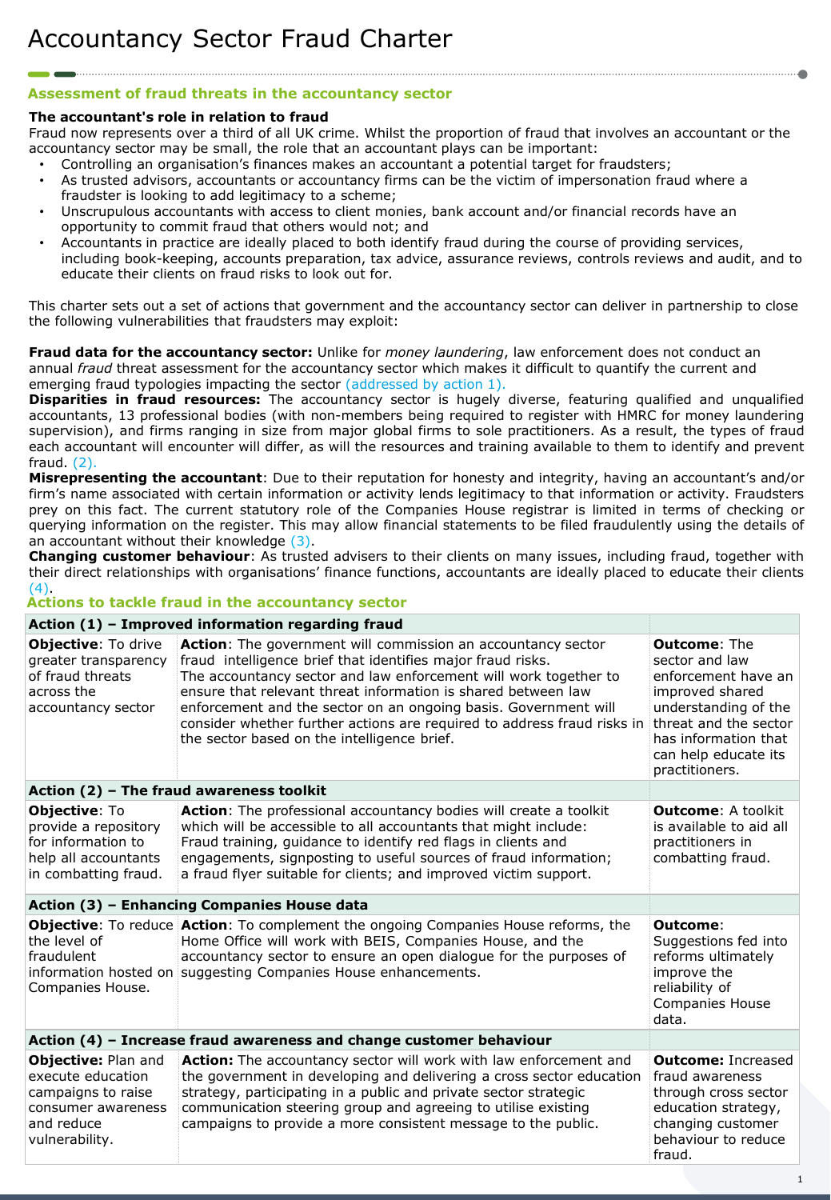# Accountancy Sector Fraud Charter

## Assessment of fraud threats in the accountancy sector

### The accountant's role in relation to fraud

Fraud now represents over a third of all UK crime. Whilst the proportion of fraud that involves an accountant or the accountancy sector may be small, the role that an accountant plays can be important:

- Controlling an organisation's finances makes an accountant a potential target for fraudsters;
- As trusted advisors, accountants or accountancy firms can be the victim of impersonation fraud where a fraudster is looking to add legitimacy to a scheme;
- Unscrupulous accountants with access to client monies, bank account and/or financial records have an opportunity to commit fraud that others would not; and
- Accountants in practice are ideally placed to both identify fraud during the course of providing services, including book-keeping, accounts preparation, tax advice, assurance reviews, controls reviews and audit, and to educate their clients on fraud risks to look out for.

This charter sets out a set of actions that government and the accountancy sector can deliver in partnership to close the following vulnerabilities that fraudsters may exploit:

**Fraud data for the accountancy sector:** Unlike for *money laundering*, law enforcement does not conduct an annual *fraud* threat assessment for the accountancy sector which makes it difficult to quantify the current and emerging fraud typologies impacting the sector (addressed by action 1).
**Disparities in fraud resources:** The accountancy sector is hugely diverse, featuring qualified and unqualified accountants, 13 professional bodies (with non-members being required to register with HMRC for money laundering supervision), and firms ranging in size from major global firms to sole practitioners. As a result, the types of fraud each accountant will encounter will differ, as will the resources and training available to them to identify and prevent fraud. (2).
**Misrepresenting the accountant**: Due to their reputation for honesty and integrity, having an accountant's and/or firm's name associated with certain information or activity lends legitimacy to that information or activity. Fraudsters prey on this fact. The current statutory role of the Companies House registrar is limited in terms of checking or querying information on the register. This may allow financial statements to be filed fraudulently using the details of an accountant without their knowledge (3).
**Changing customer behaviour**: As trusted advisers to their clients on many issues, including fraud, together with their direct relationships with organisations' finance functions, accountants are ideally placed to educate their clients (4).

## Actions to tackle fraud in the accountancy sector

| **Action (1) – Improved information regarding fraud** | | |
|---|---|---|
| **Objective**: To drive greater transparency of fraud threats across the accountancy sector | **Action**: The government will commission an accountancy sector fraud intelligence brief that identifies major fraud risks. The accountancy sector and law enforcement will work together to ensure that relevant threat information is shared between law enforcement and the sector on an ongoing basis. Government will consider whether further actions are required to address fraud risks in the sector based on the intelligence brief. | **Outcome**: The sector and law enforcement have an improved shared understanding of the threat and the sector has information that can help educate its practitioners. |
| **Action (2) – The fraud awareness toolkit** | | |
| **Objective**: To provide a repository for information to help all accountants in combatting fraud. | **Action**: The professional accountancy bodies will create a toolkit which will be accessible to all accountants that might include: Fraud training, guidance to identify red flags in clients and engagements, signposting to useful sources of fraud information; a fraud flyer suitable for clients; and improved victim support. | **Outcome**: A toolkit is available to aid all practitioners in combatting fraud. |
| **Action (3) – Enhancing Companies House data** | | |
| **Objective**: To reduce the level of fraudulent information hosted on Companies House. | **Action**: To complement the ongoing Companies House reforms, the Home Office will work with BEIS, Companies House, and the accountancy sector to ensure an open dialogue for the purposes of suggesting Companies House enhancements. | **Outcome**: Suggestions fed into reforms ultimately improve the reliability of Companies House data. |
| **Action (4) – Increase fraud awareness and change customer behaviour** | | |
| **Objective**: Plan and execute education campaigns to raise consumer awareness and reduce vulnerability. | **Action:** The accountancy sector will work with law enforcement and the government in developing and delivering a cross sector education strategy, participating in a public and private sector strategic communication steering group and agreeing to utilise existing campaigns to provide a more consistent message to the public. | **Outcome:** Increased fraud awareness through cross sector education strategy, changing customer behaviour to reduce fraud. |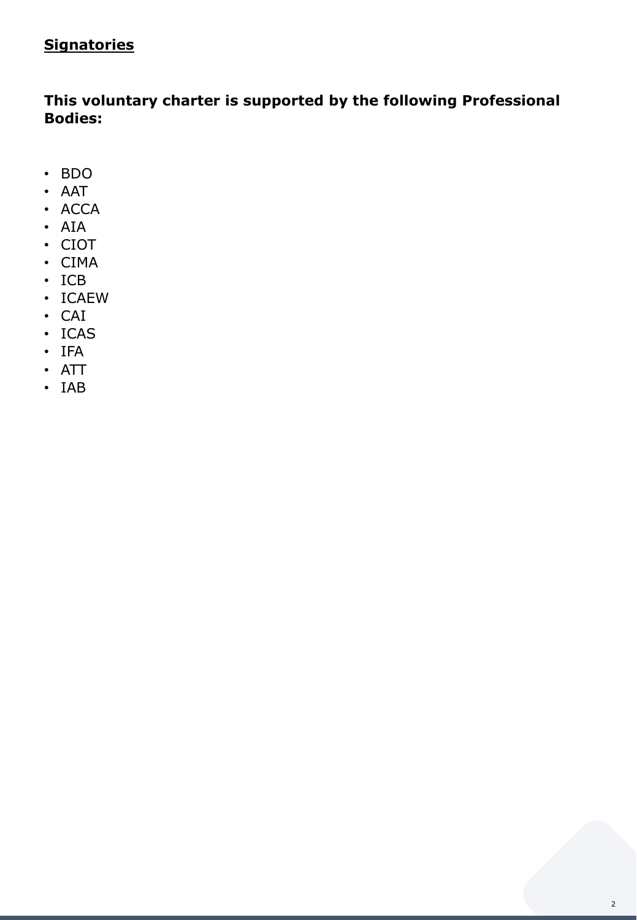## Signatories

**This voluntary charter is supported by the following Professional Bodies:**

- BDO
- AAT
- ACCA
- AIA
- CIOT
- CIMA
- ICB
- ICAEW
- CAI
- ICAS
- IFA
- ATT
- IAB